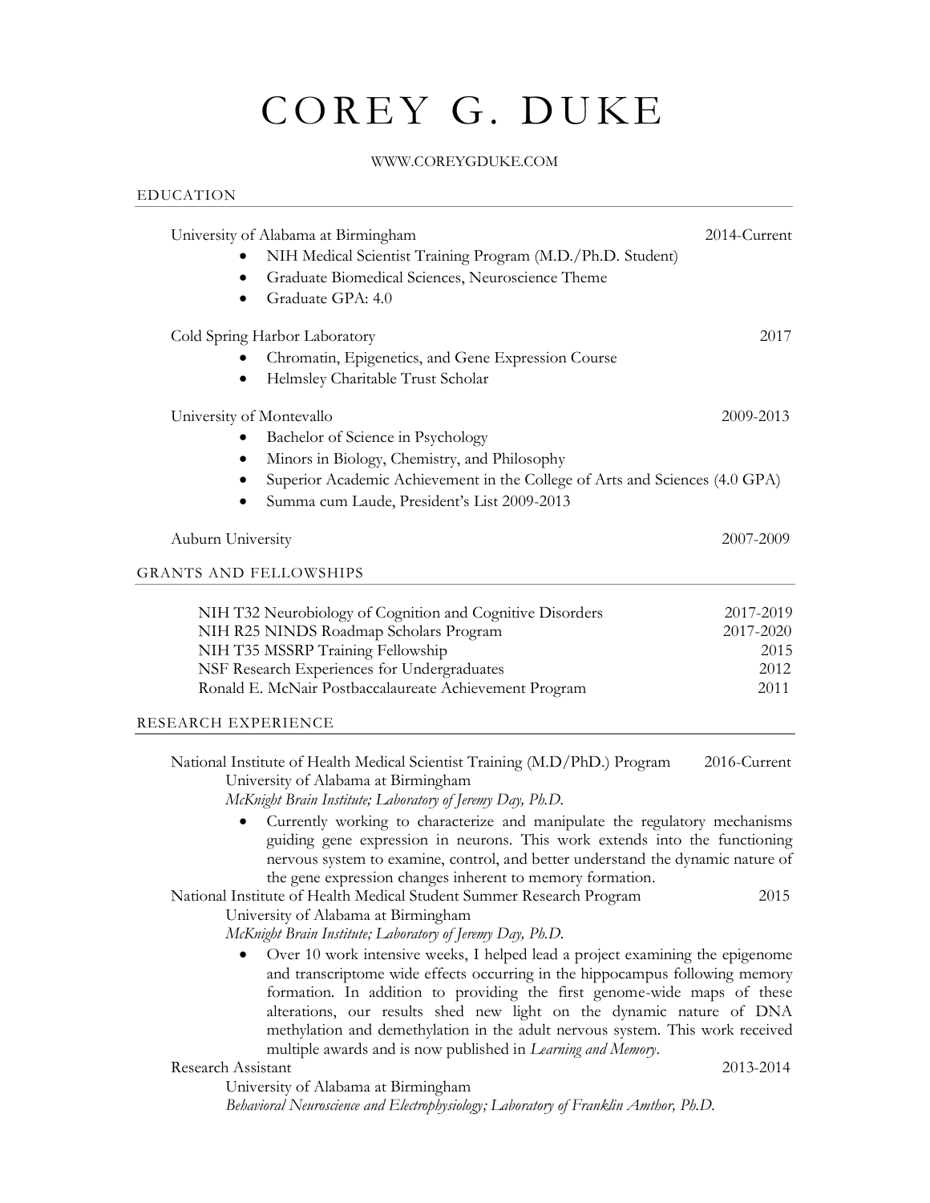# COREY G. DUKE

WWW.COREYGDUKE.COM

## EDUCATION

University of Alabama at Birmingham — 2014-Current

- NIH Medical Scientist Training Program (M.D./Ph.D. Student)
- Graduate Biomedical Sciences, Neuroscience Theme
- Graduate GPA: 4.0

Cold Spring Harbor Laboratory — 2017

- Chromatin, Epigenetics, and Gene Expression Course
- Helmsley Charitable Trust Scholar

University of Montevallo — 2009-2013

- Bachelor of Science in Psychology
- Minors in Biology, Chemistry, and Philosophy
- Superior Academic Achievement in the College of Arts and Sciences (4.0 GPA)
- Summa cum Laude, President's List 2009-2013

Auburn University — 2007-2009

## GRANTS AND FELLOWSHIPS

| | |
|---|---|
| NIH T32 Neurobiology of Cognition and Cognitive Disorders | 2017-2019 |
| NIH R25 NINDS Roadmap Scholars Program | 2017-2020 |
| NIH T35 MSSRP Training Fellowship | 2015 |
| NSF Research Experiences for Undergraduates | 2012 |
| Ronald E. McNair Postbaccalaureate Achievement Program | 2011 |

## RESEARCH EXPERIENCE

National Institute of Health Medical Scientist Training (M.D/PhD.) Program — 2016-Current
University of Alabama at Birmingham
*McKnight Brain Institute; Laboratory of Jeremy Day, Ph.D.*

- Currently working to characterize and manipulate the regulatory mechanisms guiding gene expression in neurons. This work extends into the functioning nervous system to examine, control, and better understand the dynamic nature of the gene expression changes inherent to memory formation.

National Institute of Health Medical Student Summer Research Program — 2015
University of Alabama at Birmingham
*McKnight Brain Institute; Laboratory of Jeremy Day, Ph.D.*

- Over 10 work intensive weeks, I helped lead a project examining the epigenome and transcriptome wide effects occurring in the hippocampus following memory formation. In addition to providing the first genome-wide maps of these alterations, our results shed new light on the dynamic nature of DNA methylation and demethylation in the adult nervous system. This work received multiple awards and is now published in *Learning and Memory*.

Research Assistant — 2013-2014
University of Alabama at Birmingham
*Behavioral Neuroscience and Electrophysiology; Laboratory of Franklin Amthor, Ph.D.*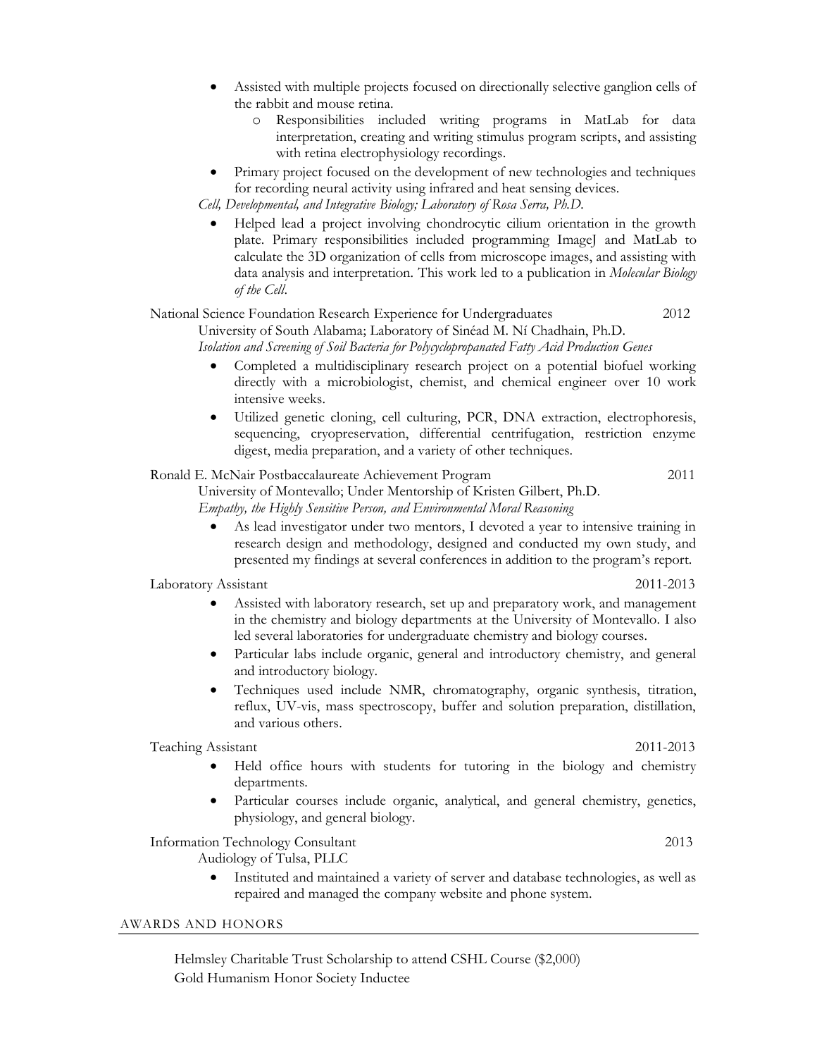- Assisted with multiple projects focused on directionally selective ganglion cells of the rabbit and mouse retina.
  - Responsibilities included writing programs in MatLab for data interpretation, creating and writing stimulus program scripts, and assisting with retina electrophysiology recordings.
- Primary project focused on the development of new technologies and techniques for recording neural activity using infrared and heat sensing devices.

*Cell, Developmental, and Integrative Biology; Laboratory of Rosa Serra, Ph.D.*

- Helped lead a project involving chondrocytic cilium orientation in the growth plate. Primary responsibilities included programming ImageJ and MatLab to calculate the 3D organization of cells from microscope images, and assisting with data analysis and interpretation. This work led to a publication in *Molecular Biology of the Cell*.

National Science Foundation Research Experience for Undergraduates — 2012

University of South Alabama; Laboratory of Sinéad M. Ní Chadhain, Ph.D.

*Isolation and Screening of Soil Bacteria for Polycyclopropanated Fatty Acid Production Genes*

- Completed a multidisciplinary research project on a potential biofuel working directly with a microbiologist, chemist, and chemical engineer over 10 work intensive weeks.
- Utilized genetic cloning, cell culturing, PCR, DNA extraction, electrophoresis, sequencing, cryopreservation, differential centrifugation, restriction enzyme digest, media preparation, and a variety of other techniques.

Ronald E. McNair Postbaccalaureate Achievement Program — 2011

University of Montevallo; Under Mentorship of Kristen Gilbert, Ph.D.

*Empathy, the Highly Sensitive Person, and Environmental Moral Reasoning*

- As lead investigator under two mentors, I devoted a year to intensive training in research design and methodology, designed and conducted my own study, and presented my findings at several conferences in addition to the program's report.

Laboratory Assistant — 2011-2013

- Assisted with laboratory research, set up and preparatory work, and management in the chemistry and biology departments at the University of Montevallo. I also led several laboratories for undergraduate chemistry and biology courses.
- Particular labs include organic, general and introductory chemistry, and general and introductory biology.
- Techniques used include NMR, chromatography, organic synthesis, titration, reflux, UV-vis, mass spectroscopy, buffer and solution preparation, distillation, and various others.

Teaching Assistant — 2011-2013

- Held office hours with students for tutoring in the biology and chemistry departments.
- Particular courses include organic, analytical, and general chemistry, genetics, physiology, and general biology.

Information Technology Consultant — 2013

Audiology of Tulsa, PLLC

- Instituted and maintained a variety of server and database technologies, as well as repaired and managed the company website and phone system.

## AWARDS AND HONORS

Helmsley Charitable Trust Scholarship to attend CSHL Course ($2,000)

Gold Humanism Honor Society Inductee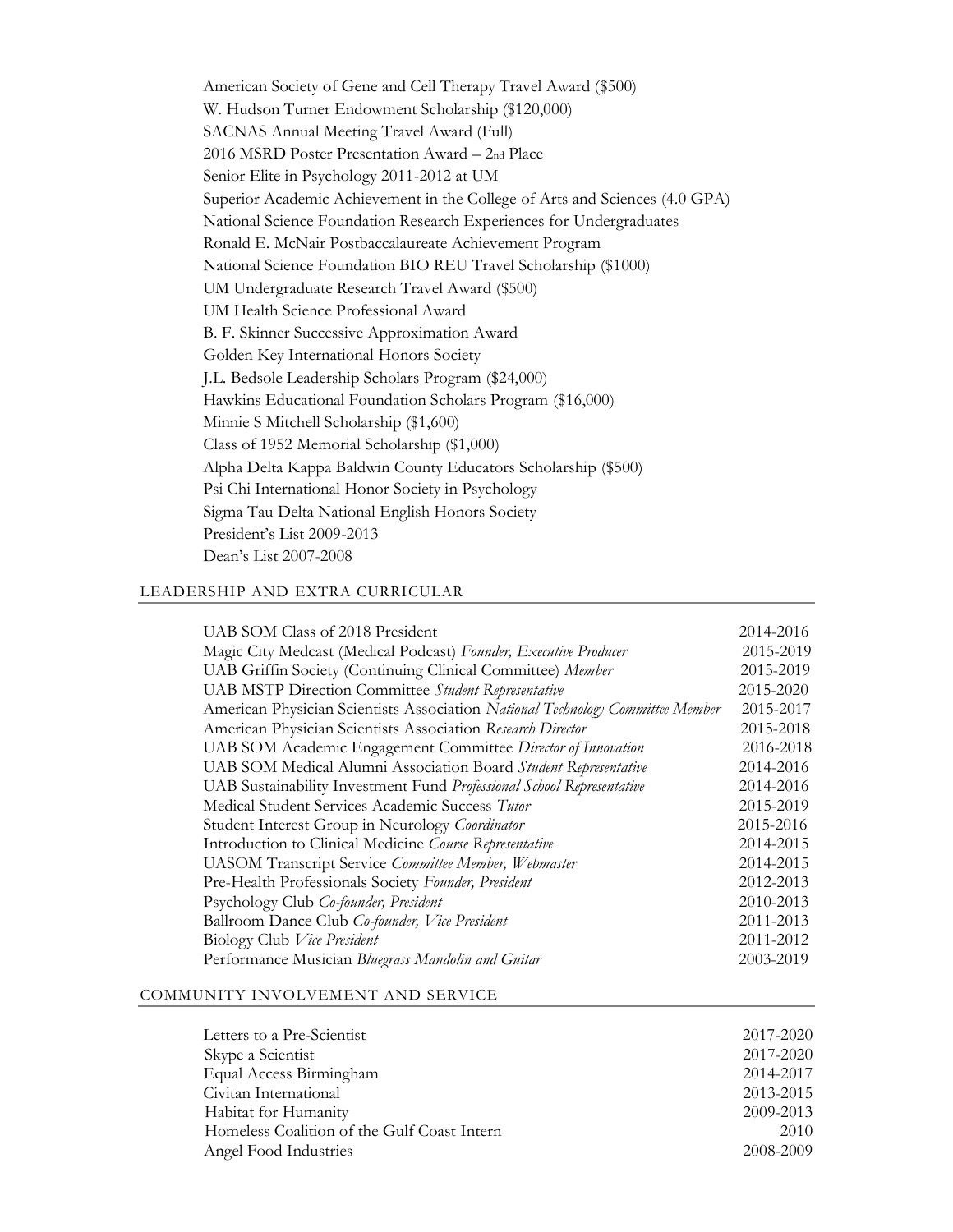American Society of Gene and Cell Therapy Travel Award ($500)
W. Hudson Turner Endowment Scholarship ($120,000)
SACNAS Annual Meeting Travel Award (Full)
2016 MSRD Poster Presentation Award – 2nd Place
Senior Elite in Psychology 2011-2012 at UM
Superior Academic Achievement in the College of Arts and Sciences (4.0 GPA)
National Science Foundation Research Experiences for Undergraduates
Ronald E. McNair Postbaccalaureate Achievement Program
National Science Foundation BIO REU Travel Scholarship ($1000)
UM Undergraduate Research Travel Award ($500)
UM Health Science Professional Award
B. F. Skinner Successive Approximation Award
Golden Key International Honors Society
J.L. Bedsole Leadership Scholars Program ($24,000)
Hawkins Educational Foundation Scholars Program ($16,000)
Minnie S Mitchell Scholarship ($1,600)
Class of 1952 Memorial Scholarship ($1,000)
Alpha Delta Kappa Baldwin County Educators Scholarship ($500)
Psi Chi International Honor Society in Psychology
Sigma Tau Delta National English Honors Society
President's List 2009-2013
Dean's List 2007-2008

## LEADERSHIP AND EXTRA CURRICULAR

| | |
|---|---|
| UAB SOM Class of 2018 President | 2014-2016 |
| Magic City Medcast (Medical Podcast) *Founder, Executive Producer* | 2015-2019 |
| UAB Griffin Society (Continuing Clinical Committee) *Member* | 2015-2019 |
| UAB MSTP Direction Committee *Student Representative* | 2015-2020 |
| American Physician Scientists Association *National Technology Committee Member* | 2015-2017 |
| American Physician Scientists Association *Research Director* | 2015-2018 |
| UAB SOM Academic Engagement Committee *Director of Innovation* | 2016-2018 |
| UAB SOM Medical Alumni Association Board *Student Representative* | 2014-2016 |
| UAB Sustainability Investment Fund *Professional School Representative* | 2014-2016 |
| Medical Student Services Academic Success *Tutor* | 2015-2019 |
| Student Interest Group in Neurology *Coordinator* | 2015-2016 |
| Introduction to Clinical Medicine *Course Representative* | 2014-2015 |
| UASOM Transcript Service *Committee Member, Webmaster* | 2014-2015 |
| Pre-Health Professionals Society *Founder, President* | 2012-2013 |
| Psychology Club *Co-founder, President* | 2010-2013 |
| Ballroom Dance Club *Co-founder, Vice President* | 2011-2013 |
| Biology Club *Vice President* | 2011-2012 |
| Performance Musician *Bluegrass Mandolin and Guitar* | 2003-2019 |

## COMMUNITY INVOLVEMENT AND SERVICE

| | |
|---|---|
| Letters to a Pre-Scientist | 2017-2020 |
| Skype a Scientist | 2017-2020 |
| Equal Access Birmingham | 2014-2017 |
| Civitan International | 2013-2015 |
| Habitat for Humanity | 2009-2013 |
| Homeless Coalition of the Gulf Coast Intern | 2010 |
| Angel Food Industries | 2008-2009 |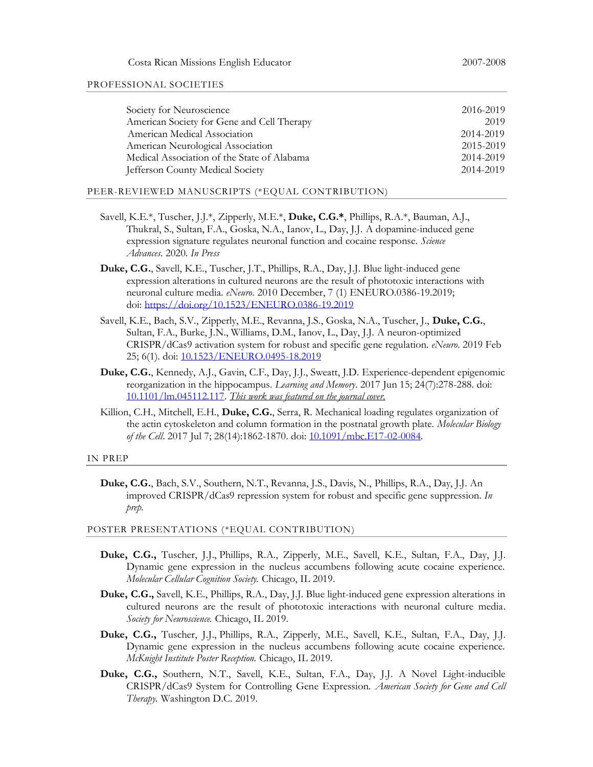Costa Rican Missions English Educator 2007-2008

## PROFESSIONAL SOCIETIES

| | |
|---|---|
| Society for Neuroscience | 2016-2019 |
| American Society for Gene and Cell Therapy | 2019 |
| American Medical Association | 2014-2019 |
| American Neurological Association | 2015-2019 |
| Medical Association of the State of Alabama | 2014-2019 |
| Jefferson County Medical Society | 2014-2019 |

## PEER-REVIEWED MANUSCRIPTS (*EQUAL CONTRIBUTION)

Savell, K.E.*, Tuscher, J.J.*, Zipperly, M.E.*, **Duke, C.G.***, Phillips, R.A.*, Bauman, A.J., Thukral, S., Sultan, F.A., Goska, N.A., Ianov, L., Day, J.J. A dopamine-induced gene expression signature regulates neuronal function and cocaine response. *Science Advances*. 2020. *In Press*

**Duke, C.G.**, Savell, K.E., Tuscher, J.T., Phillips, R.A., Day, J.J. Blue light-induced gene expression alterations in cultured neurons are the result of phototoxic interactions with neuronal culture media. *eNeuro*. 2010 December, 7 (1) ENEURO.0386-19.2019; doi: https://doi.org/10.1523/ENEURO.0386-19.2019

Savell, K.E., Bach, S.V., Zipperly, M.E., Revanna, J.S., Goska, N.A., Tuscher, J., **Duke, C.G.**, Sultan, F.A., Burke, J.N., Williams, D.M., Ianov, L., Day, J.J. A neuron-optimized CRISPR/dCas9 activation system for robust and specific gene regulation. *eNeuro*. 2019 Feb 25; 6(1). doi: 10.1523/ENEURO.0495-18.2019

**Duke, C.G.**, Kennedy, A.J., Gavin, C.F., Day, J.J., Sweatt, J.D. Experience-dependent epigenomic reorganization in the hippocampus. *Learning and Memory*. 2017 Jun 15; 24(7):278-288. doi: 10.1101/lm.045112.117. *This work was featured on the journal cover.*

Killion, C.H., Mitchell, E.H., **Duke, C.G.**, Serra, R. Mechanical loading regulates organization of the actin cytoskeleton and column formation in the postnatal growth plate. *Molecular Biology of the Cell*. 2017 Jul 7; 28(14):1862-1870. doi: 10.1091/mbc.E17-02-0084.

## IN PREP

**Duke, C.G.**, Bach, S.V., Southern, N.T., Revanna, J.S., Davis, N., Phillips, R.A., Day, J.J. An improved CRISPR/dCas9 repression system for robust and specific gene suppression. *In prep.*

## POSTER PRESENTATIONS (*EQUAL CONTRIBUTION)

**Duke, C.G.,** Tuscher, J.J., Phillips, R.A., Zipperly, M.E., Savell, K.E., Sultan, F.A., Day, J.J. Dynamic gene expression in the nucleus accumbens following acute cocaine experience. *Molecular Cellular Cognition Society.* Chicago, IL 2019.

**Duke, C.G.,** Savell, K.E., Phillips, R.A., Day, J.J. Blue light-induced gene expression alterations in cultured neurons are the result of phototoxic interactions with neuronal culture media. *Society for Neuroscience.* Chicago, IL 2019.

**Duke, C.G.,** Tuscher, J.J., Phillips, R.A., Zipperly, M.E., Savell, K.E., Sultan, F.A., Day, J.J. Dynamic gene expression in the nucleus accumbens following acute cocaine experience. *McKnight Institute Poster Reception.* Chicago, IL 2019.

**Duke, C.G.,** Southern, N.T., Savell, K.E., Sultan, F.A., Day, J.J. A Novel Light-inducible CRISPR/dCas9 System for Controlling Gene Expression. *American Society for Gene and Cell Therapy.* Washington D.C. 2019.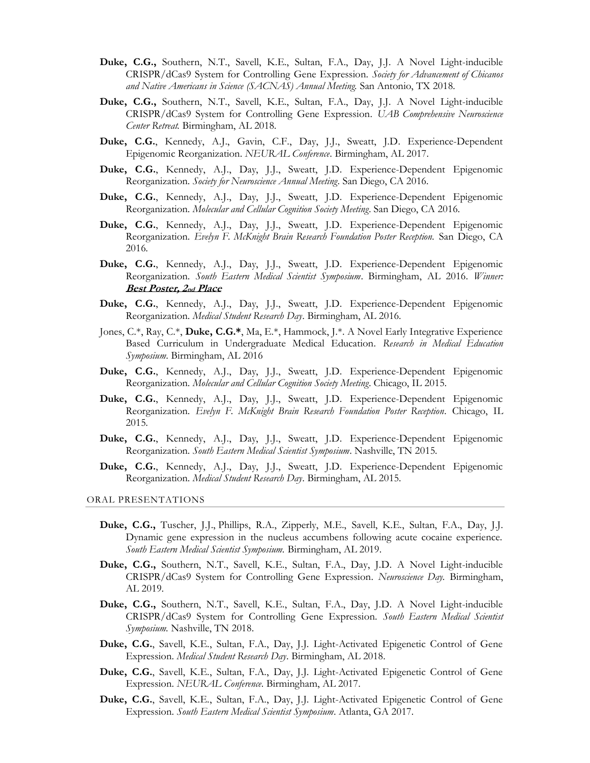- **Duke, C.G.,** Southern, N.T., Savell, K.E., Sultan, F.A., Day, J.J. A Novel Light-inducible CRISPR/dCas9 System for Controlling Gene Expression. *Society for Advancement of Chicanos and Native Americans in Science (SACNAS) Annual Meeting.* San Antonio, TX 2018.
- **Duke, C.G.,** Southern, N.T., Savell, K.E., Sultan, F.A., Day, J.J. A Novel Light-inducible CRISPR/dCas9 System for Controlling Gene Expression. *UAB Comprehensive Neuroscience Center Retreat.* Birmingham, AL 2018.
- **Duke, C.G.**, Kennedy, A.J., Gavin, C.F., Day, J.J., Sweatt, J.D. Experience-Dependent Epigenomic Reorganization. *NEURAL Conference*. Birmingham, AL 2017.
- **Duke, C.G.**, Kennedy, A.J., Day, J.J., Sweatt, J.D. Experience-Dependent Epigenomic Reorganization. *Society for Neuroscience Annual Meeting*. San Diego, CA 2016.
- **Duke, C.G.**, Kennedy, A.J., Day, J.J., Sweatt, J.D. Experience-Dependent Epigenomic Reorganization. *Molecular and Cellular Cognition Society Meeting*. San Diego, CA 2016.
- **Duke, C.G.**, Kennedy, A.J., Day, J.J., Sweatt, J.D. Experience-Dependent Epigenomic Reorganization. *Evelyn F. McKnight Brain Research Foundation Poster Reception.* San Diego, CA 2016.
- **Duke, C.G.**, Kennedy, A.J., Day, J.J., Sweatt, J.D. Experience-Dependent Epigenomic Reorganization. *South Eastern Medical Scientist Symposium*. Birmingham, AL 2016. *Winner:* ***Best Poster, 2nd Place***
- **Duke, C.G.**, Kennedy, A.J., Day, J.J., Sweatt, J.D. Experience-Dependent Epigenomic Reorganization. *Medical Student Research Day*. Birmingham, AL 2016.
- Jones, C.*, Ray, C.*, **Duke, C.G.***, Ma, E.*, Hammock, J.*. A Novel Early Integrative Experience Based Curriculum in Undergraduate Medical Education. *Research in Medical Education Symposium*. Birmingham, AL 2016
- **Duke, C.G.**, Kennedy, A.J., Day, J.J., Sweatt, J.D. Experience-Dependent Epigenomic Reorganization. *Molecular and Cellular Cognition Society Meeting*. Chicago, IL 2015.
- **Duke, C.G.**, Kennedy, A.J., Day, J.J., Sweatt, J.D. Experience-Dependent Epigenomic Reorganization. *Evelyn F. McKnight Brain Research Foundation Poster Reception*. Chicago, IL 2015.
- **Duke, C.G.**, Kennedy, A.J., Day, J.J., Sweatt, J.D. Experience-Dependent Epigenomic Reorganization. *South Eastern Medical Scientist Symposium*. Nashville, TN 2015.
- **Duke, C.G.**, Kennedy, A.J., Day, J.J., Sweatt, J.D. Experience-Dependent Epigenomic Reorganization. *Medical Student Research Day*. Birmingham, AL 2015.

## ORAL PRESENTATIONS

- **Duke, C.G.,** Tuscher, J.J., Phillips, R.A., Zipperly, M.E., Savell, K.E., Sultan, F.A., Day, J.J. Dynamic gene expression in the nucleus accumbens following acute cocaine experience. *South Eastern Medical Scientist Symposium.* Birmingham, AL 2019.
- **Duke, C.G.,** Southern, N.T., Savell, K.E., Sultan, F.A., Day, J.D. A Novel Light-inducible CRISPR/dCas9 System for Controlling Gene Expression. *Neuroscience Day.* Birmingham, AL 2019.
- **Duke, C.G.,** Southern, N.T., Savell, K.E., Sultan, F.A., Day, J.D. A Novel Light-inducible CRISPR/dCas9 System for Controlling Gene Expression. *South Eastern Medical Scientist Symposium.* Nashville, TN 2018.
- **Duke, C.G.**, Savell, K.E., Sultan, F.A., Day, J.J. Light-Activated Epigenetic Control of Gene Expression. *Medical Student Research Day*. Birmingham, AL 2018.
- **Duke, C.G.**, Savell, K.E., Sultan, F.A., Day, J.J. Light-Activated Epigenetic Control of Gene Expression. *NEURAL Conference*. Birmingham, AL 2017.
- **Duke, C.G.**, Savell, K.E., Sultan, F.A., Day, J.J. Light-Activated Epigenetic Control of Gene Expression. *South Eastern Medical Scientist Symposium*. Atlanta, GA 2017.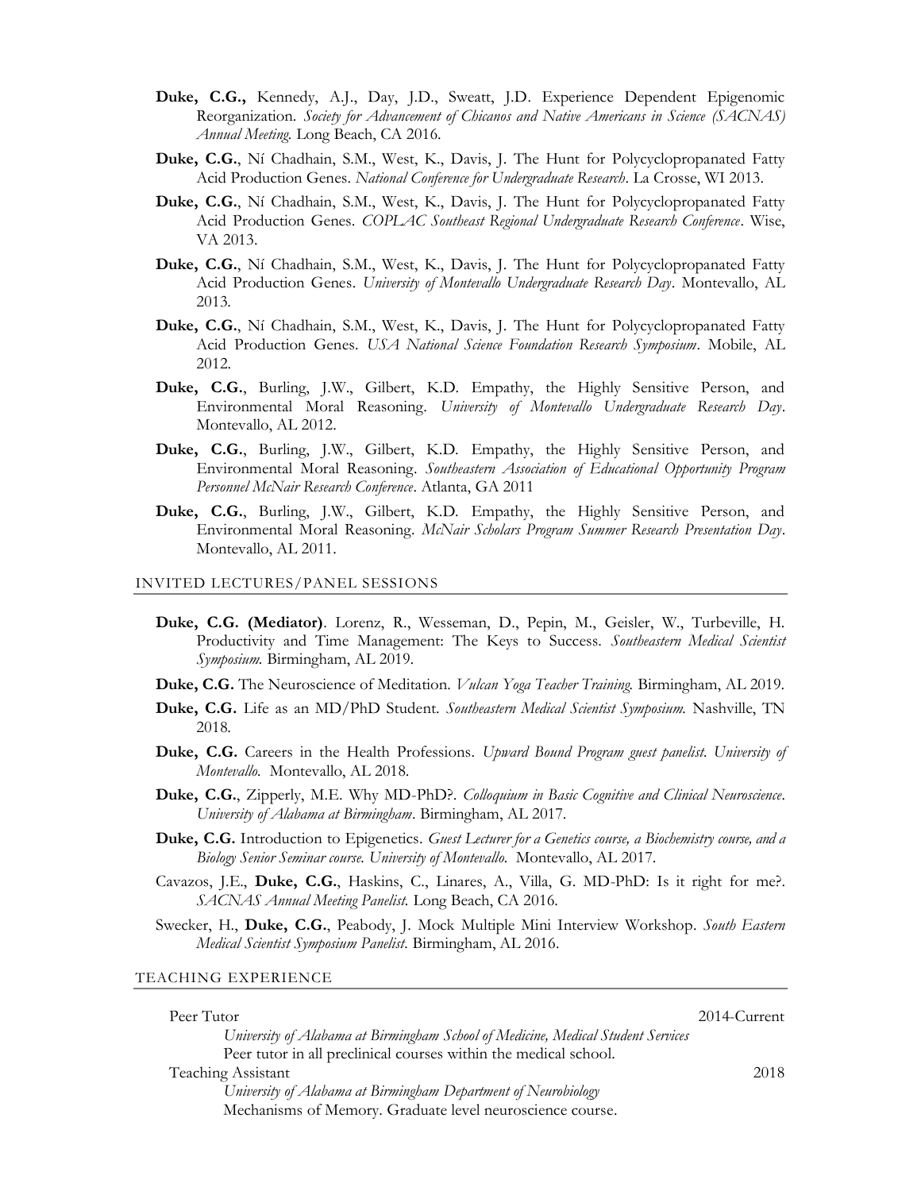- **Duke, C.G.,** Kennedy, A.J., Day, J.D., Sweatt, J.D. Experience Dependent Epigenomic Reorganization. *Society for Advancement of Chicanos and Native Americans in Science (SACNAS) Annual Meeting.* Long Beach, CA 2016.
- **Duke, C.G.**, Ní Chadhain, S.M., West, K., Davis, J. The Hunt for Polycyclopropanated Fatty Acid Production Genes. *National Conference for Undergraduate Research*. La Crosse, WI 2013.
- **Duke, C.G.**, Ní Chadhain, S.M., West, K., Davis, J. The Hunt for Polycyclopropanated Fatty Acid Production Genes. *COPLAC Southeast Regional Undergraduate Research Conference*. Wise, VA 2013.
- **Duke, C.G.**, Ní Chadhain, S.M., West, K., Davis, J. The Hunt for Polycyclopropanated Fatty Acid Production Genes. *University of Montevallo Undergraduate Research Day*. Montevallo, AL 2013.
- **Duke, C.G.**, Ní Chadhain, S.M., West, K., Davis, J. The Hunt for Polycyclopropanated Fatty Acid Production Genes. *USA National Science Foundation Research Symposium*. Mobile, AL 2012.
- **Duke, C.G.**, Burling, J.W., Gilbert, K.D. Empathy, the Highly Sensitive Person, and Environmental Moral Reasoning. *University of Montevallo Undergraduate Research Day*. Montevallo, AL 2012.
- **Duke, C.G.**, Burling, J.W., Gilbert, K.D. Empathy, the Highly Sensitive Person, and Environmental Moral Reasoning. *Southeastern Association of Educational Opportunity Program Personnel McNair Research Conference*. Atlanta, GA 2011
- **Duke, C.G.**, Burling, J.W., Gilbert, K.D. Empathy, the Highly Sensitive Person, and Environmental Moral Reasoning. *McNair Scholars Program Summer Research Presentation Day*. Montevallo, AL 2011.

## INVITED LECTURES/PANEL SESSIONS

- **Duke, C.G. (Mediator)**. Lorenz, R., Wesseman, D., Pepin, M., Geisler, W., Turbeville, H. Productivity and Time Management: The Keys to Success. *Southeastern Medical Scientist Symposium.* Birmingham, AL 2019.
- **Duke, C.G.** The Neuroscience of Meditation. *Vulcan Yoga Teacher Training.* Birmingham, AL 2019.
- **Duke, C.G.** Life as an MD/PhD Student. *Southeastern Medical Scientist Symposium.* Nashville, TN 2018.
- **Duke, C.G.** Careers in the Health Professions. *Upward Bound Program guest panelist. University of Montevallo.* Montevallo, AL 2018.
- **Duke, C.G.**, Zipperly, M.E. Why MD-PhD?. *Colloquium in Basic Cognitive and Clinical Neuroscience. University of Alabama at Birmingham*. Birmingham, AL 2017.
- **Duke, C.G.** Introduction to Epigenetics. *Guest Lecturer for a Genetics course, a Biochemistry course, and a Biology Senior Seminar course. University of Montevallo.* Montevallo, AL 2017.
- Cavazos, J.E., **Duke, C.G.**, Haskins, C., Linares, A., Villa, G. MD-PhD: Is it right for me?. *SACNAS Annual Meeting Panelist.* Long Beach, CA 2016.
- Swecker, H., **Duke, C.G.**, Peabody, J. Mock Multiple Mini Interview Workshop. *South Eastern Medical Scientist Symposium Panelist*. Birmingham, AL 2016.

## TEACHING EXPERIENCE

Peer Tutor — 2014-Current
*University of Alabama at Birmingham School of Medicine, Medical Student Services*
Peer tutor in all preclinical courses within the medical school.

Teaching Assistant — 2018
*University of Alabama at Birmingham Department of Neurobiology*
Mechanisms of Memory. Graduate level neuroscience course.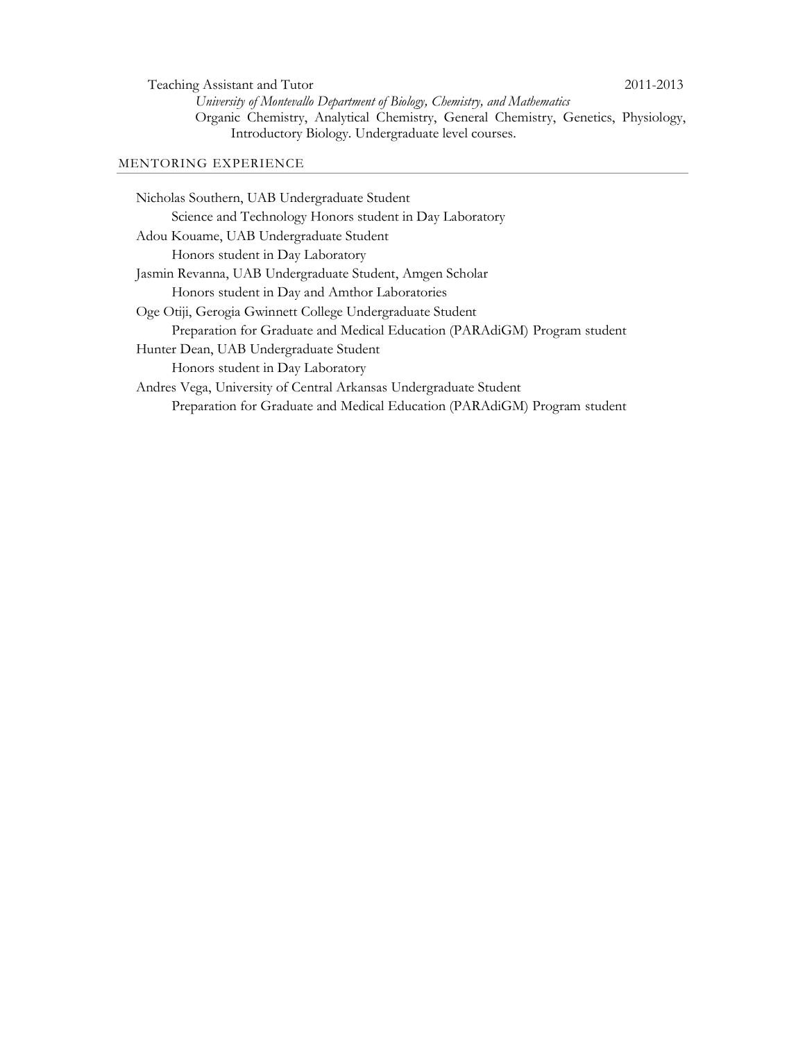Teaching Assistant and Tutor 2011-2013

*University of Montevallo Department of Biology, Chemistry, and Mathematics*

Organic Chemistry, Analytical Chemistry, General Chemistry, Genetics, Physiology, Introductory Biology. Undergraduate level courses.

## MENTORING EXPERIENCE

Nicholas Southern, UAB Undergraduate Student

Science and Technology Honors student in Day Laboratory

Adou Kouame, UAB Undergraduate Student

Honors student in Day Laboratory

Jasmin Revanna, UAB Undergraduate Student, Amgen Scholar

Honors student in Day and Amthor Laboratories

Oge Otiji, Gerogia Gwinnett College Undergraduate Student

Preparation for Graduate and Medical Education (PARAdiGM) Program student

Hunter Dean, UAB Undergraduate Student

Honors student in Day Laboratory

Andres Vega, University of Central Arkansas Undergraduate Student

Preparation for Graduate and Medical Education (PARAdiGM) Program student